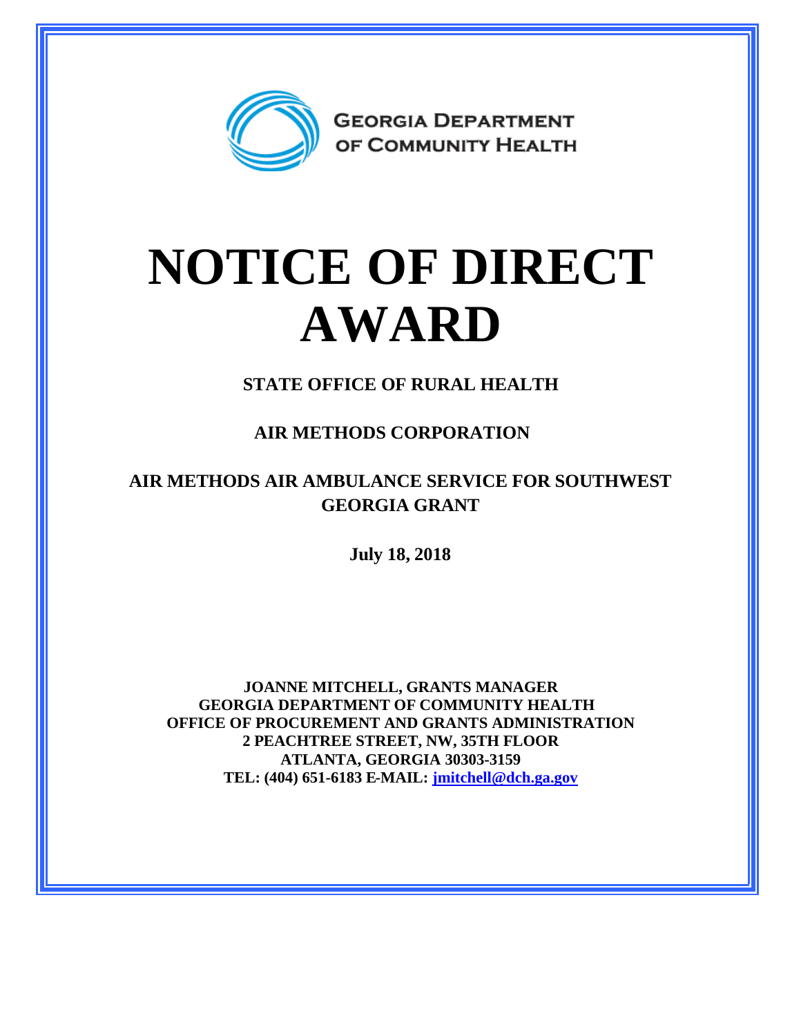GEORGIA DEPARTMENT OF COMMUNITY HEALTH

# NOTICE OF DIRECT AWARD

**STATE OFFICE OF RURAL HEALTH**

**AIR METHODS CORPORATION**

**AIR METHODS AIR AMBULANCE SERVICE FOR SOUTHWEST GEORGIA GRANT**

**July 18, 2018**

**JOANNE MITCHELL, GRANTS MANAGER**
**GEORGIA DEPARTMENT OF COMMUNITY HEALTH**
**OFFICE OF PROCUREMENT AND GRANTS ADMINISTRATION**
**2 PEACHTREE STREET, NW, 35TH FLOOR**
**ATLANTA, GEORGIA 30303-3159**
**TEL: (404) 651-6183 E-MAIL: jmitchell@dch.ga.gov**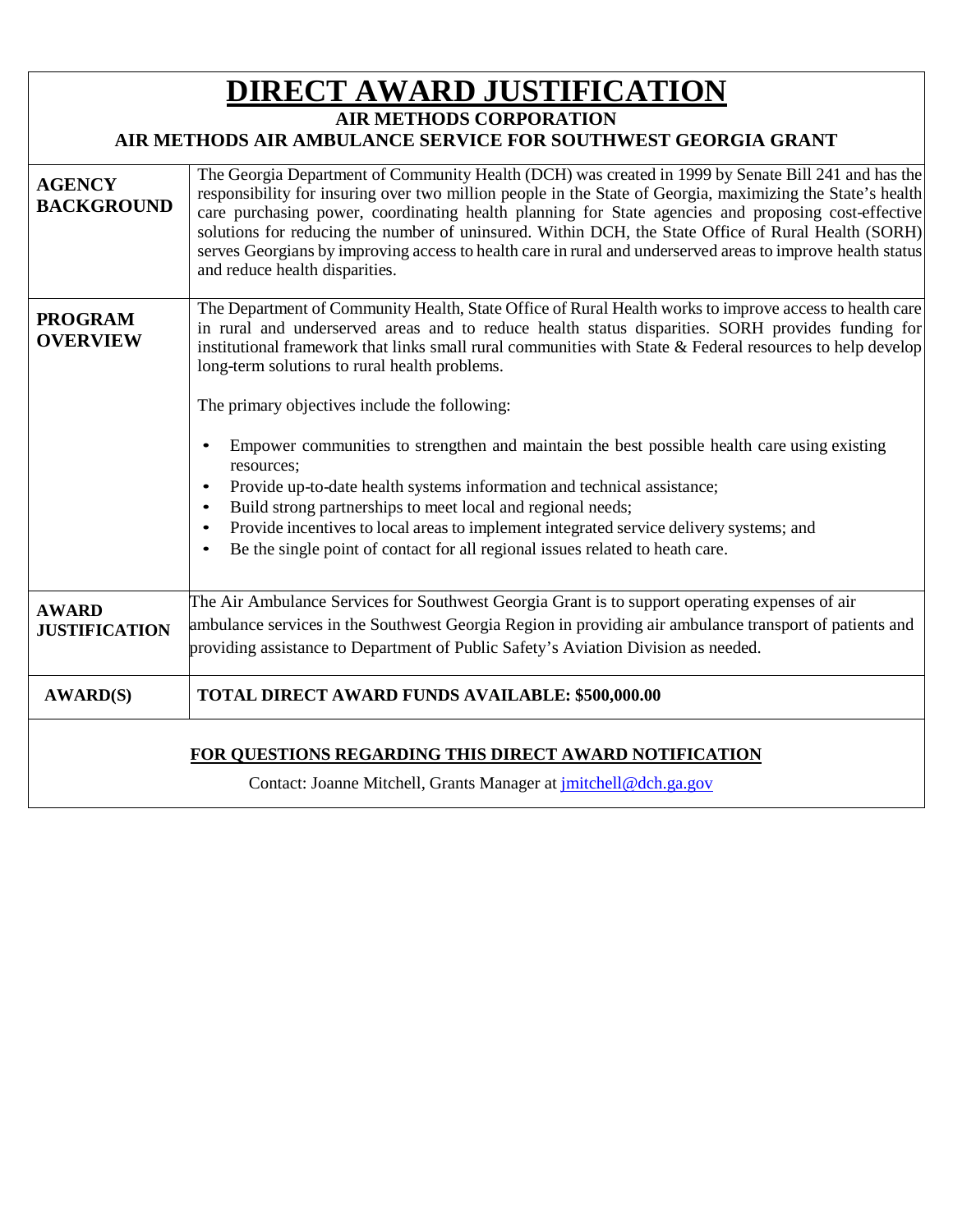# DIRECT AWARD JUSTIFICATION

## AIR METHODS CORPORATION

## AIR METHODS AIR AMBULANCE SERVICE FOR SOUTHWEST GEORGIA GRANT

| | |
|---|---|
| **AGENCY BACKGROUND** | The Georgia Department of Community Health (DCH) was created in 1999 by Senate Bill 241 and has the responsibility for insuring over two million people in the State of Georgia, maximizing the State's health care purchasing power, coordinating health planning for State agencies and proposing cost-effective solutions for reducing the number of uninsured. Within DCH, the State Office of Rural Health (SORH) serves Georgians by improving access to health care in rural and underserved areas to improve health status and reduce health disparities. |
| **PROGRAM OVERVIEW** | The Department of Community Health, State Office of Rural Health works to improve access to health care in rural and underserved areas and to reduce health status disparities. SORH provides funding for institutional framework that links small rural communities with State & Federal resources to help develop long-term solutions to rural health problems.<br><br>The primary objectives include the following:<br><br>• Empower communities to strengthen and maintain the best possible health care using existing resources;<br>• Provide up-to-date health systems information and technical assistance;<br>• Build strong partnerships to meet local and regional needs;<br>• Provide incentives to local areas to implement integrated service delivery systems; and<br>• Be the single point of contact for all regional issues related to heath care. |
| **AWARD JUSTIFICATION** | The Air Ambulance Services for Southwest Georgia Grant is to support operating expenses of air ambulance services in the Southwest Georgia Region in providing air ambulance transport of patients and providing assistance to Department of Public Safety's Aviation Division as needed. |
| **AWARD(S)** | **TOTAL DIRECT AWARD FUNDS AVAILABLE: $500,000.00** |

**FOR QUESTIONS REGARDING THIS DIRECT AWARD NOTIFICATION**

Contact: Joanne Mitchell, Grants Manager at jmitchell@dch.ga.gov